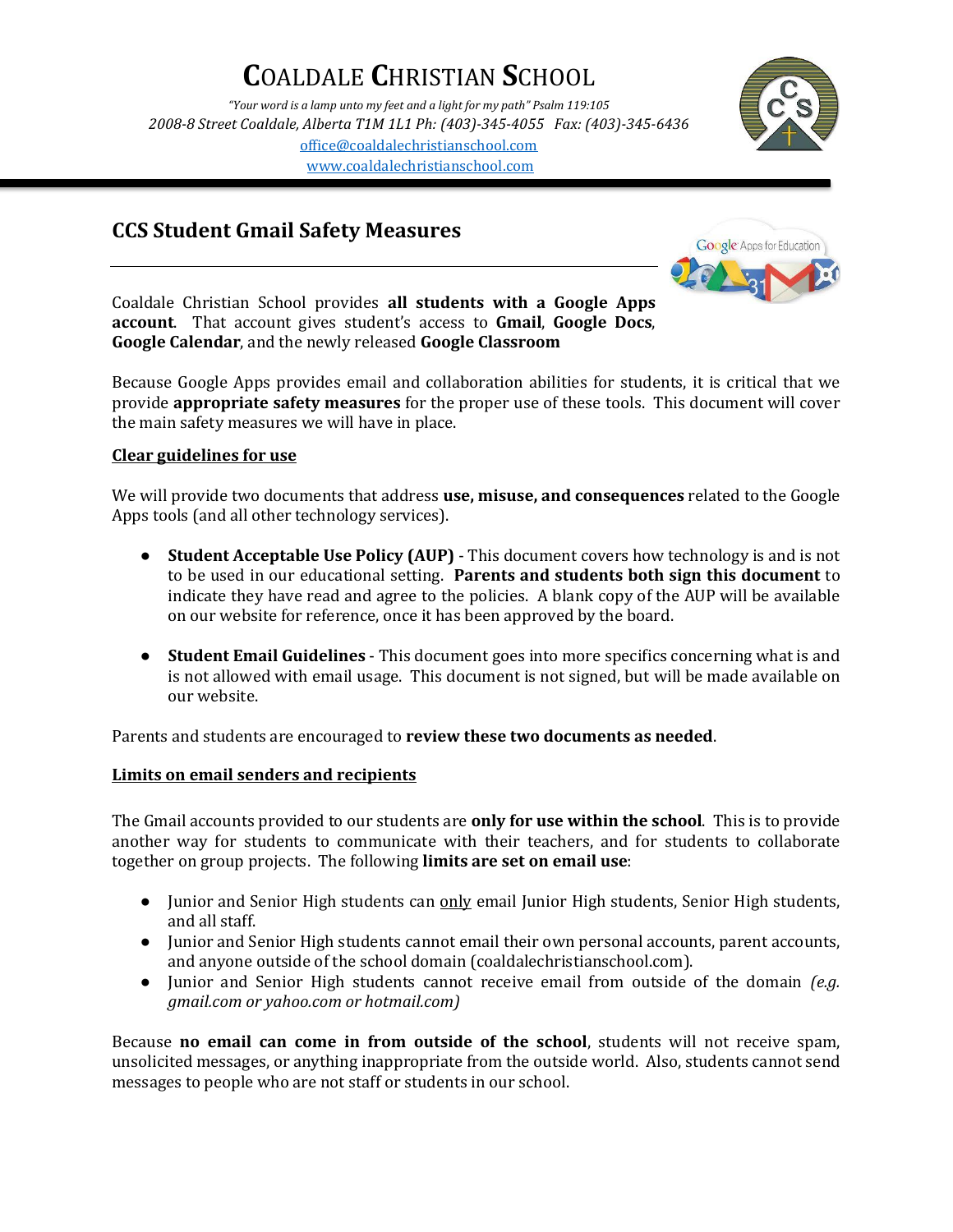# Coaldale Christian School

*"Your word is a lamp unto my feet and a light for my path" Psalm 119:105*

*2008-8 Street Coaldale, Alberta T1M 1L1 Ph: (403)-345-4055 Fax: (403)-345-6436*

office@coaldalechristianschool.com

www.coaldalechristianschool.com

## CCS Student Gmail Safety Measures

Coaldale Christian School provides **all students with a Google Apps account**. That account gives student's access to **Gmail**, **Google Docs**, **Google Calendar**, and the newly released **Google Classroom**

Because Google Apps provides email and collaboration abilities for students, it is critical that we provide **appropriate safety measures** for the proper use of these tools. This document will cover the main safety measures we will have in place.

### Clear guidelines for use

We will provide two documents that address **use, misuse, and consequences** related to the Google Apps tools (and all other technology services).

- **Student Acceptable Use Policy (AUP)** - This document covers how technology is and is not to be used in our educational setting. **Parents and students both sign this document** to indicate they have read and agree to the policies. A blank copy of the AUP will be available on our website for reference, once it has been approved by the board.

- **Student Email Guidelines** - This document goes into more specifics concerning what is and is not allowed with email usage. This document is not signed, but will be made available on our website.

Parents and students are encouraged to **review these two documents as needed**.

### Limits on email senders and recipients

The Gmail accounts provided to our students are **only for use within the school**. This is to provide another way for students to communicate with their teachers, and for students to collaborate together on group projects. The following **limits are set on email use**:

- Junior and Senior High students can only email Junior High students, Senior High students, and all staff.
- Junior and Senior High students cannot email their own personal accounts, parent accounts, and anyone outside of the school domain (coaldalechristianschool.com).
- Junior and Senior High students cannot receive email from outside of the domain *(e.g. gmail.com or yahoo.com or hotmail.com)*

Because **no email can come in from outside of the school**, students will not receive spam, unsolicited messages, or anything inappropriate from the outside world. Also, students cannot send messages to people who are not staff or students in our school.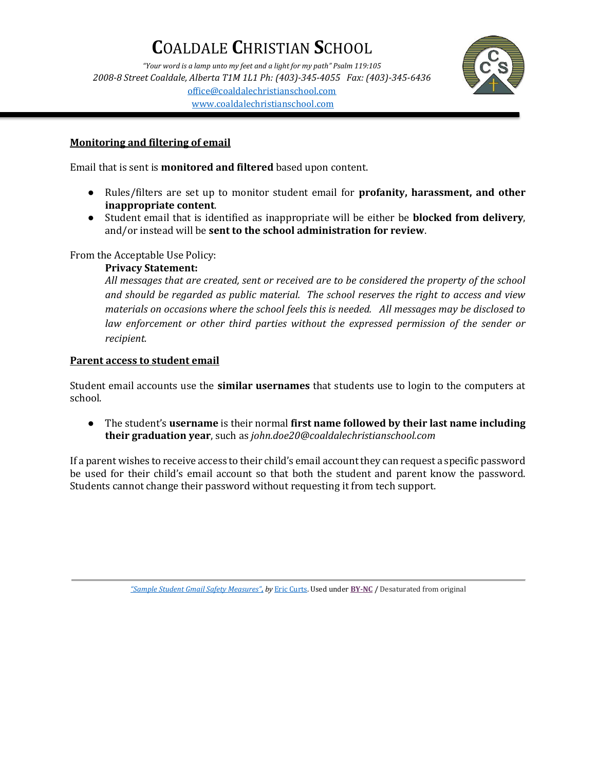# COALDALE CHRISTIAN SCHOOL

*"Your word is a lamp unto my feet and a light for my path" Psalm 119:105*

*2008-8 Street Coaldale, Alberta T1M 1L1 Ph: (403)-345-4055 Fax: (403)-345-6436*

office@coaldalechristianschool.com

www.coaldalechristianschool.com

## Monitoring and filtering of email

Email that is sent is **monitored and filtered** based upon content.

- Rules/filters are set up to monitor student email for **profanity, harassment, and other inappropriate content**.
- Student email that is identified as inappropriate will be either be **blocked from delivery**, and/or instead will be **sent to the school administration for review**.

From the Acceptable Use Policy:

> **Privacy Statement:**
> *All messages that are created, sent or received are to be considered the property of the school and should be regarded as public material. The school reserves the right to access and view materials on occasions where the school feels this is needed. All messages may be disclosed to law enforcement or other third parties without the expressed permission of the sender or recipient.*

## Parent access to student email

Student email accounts use the **similar usernames** that students use to login to the computers at school.

- The student's **username** is their normal **first name followed by their last name including their graduation year**, such as *john.doe20@coaldalechristianschool.com*

If a parent wishes to receive access to their child's email account they can request a specific password be used for their child's email account so that both the student and parent know the password. Students cannot change their password without requesting it from tech support.

*"Sample Student Gmail Safety Measures"*, *by* Eric Curts. Used under **BY-NC** / Desaturated from original